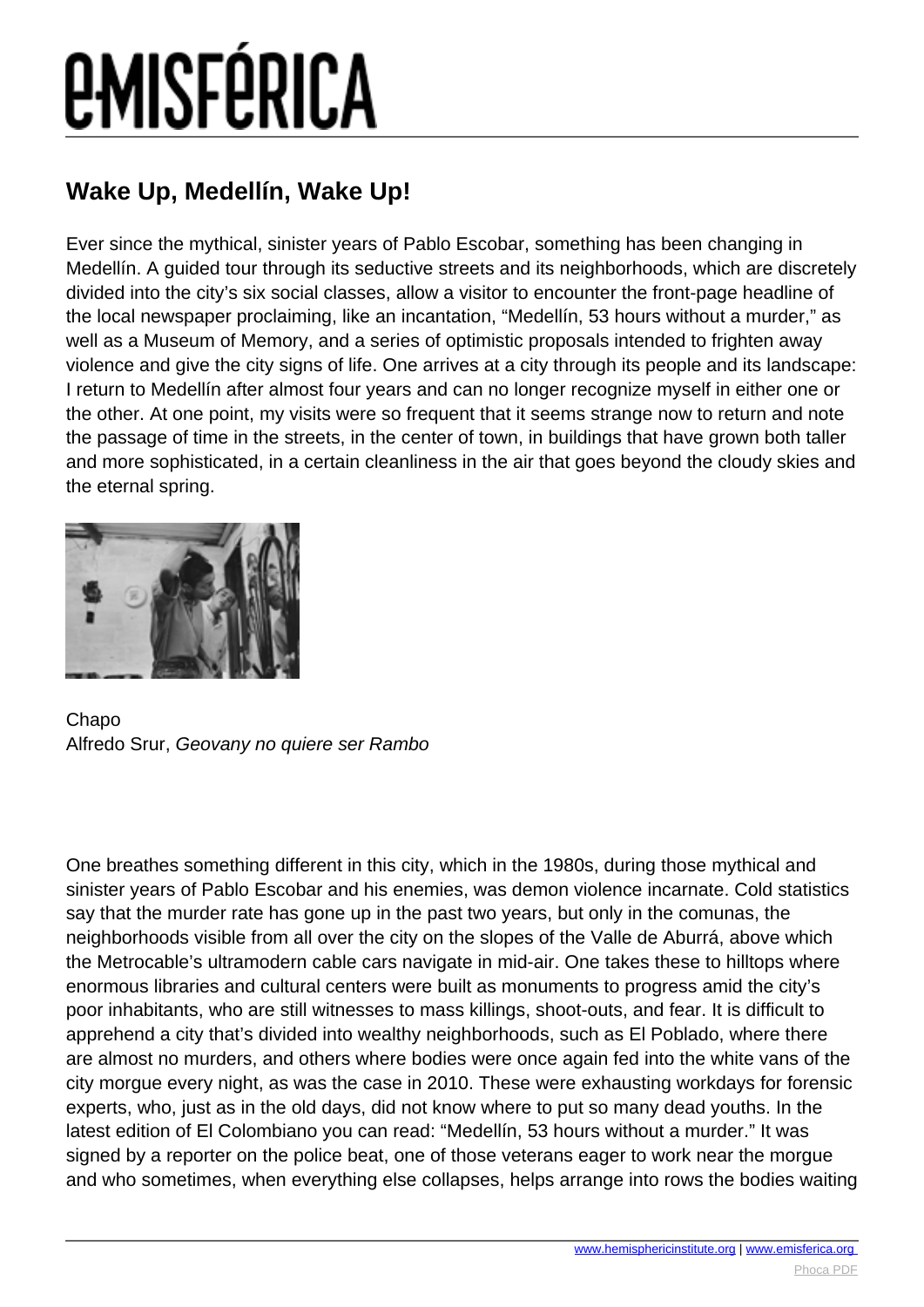## Wake Up, Medellín, Wake Up!

Ever since the mythical, sinister years of Pablo Escobar, something has been changing in Medellín. A guided tour through its seductive streets and its neighborhoods, which are discretely divided into the city's six social classes, allow a visitor to encounter the front-page headline of the local newspaper proclaiming, like an incantation, "Medellín, 53 hours without a murder," as well as a Museum of Memory, and a series of optimistic proposals intended to frighten away violence and give the city signs of life. One arrives at a city through its people and its landscape: I return to Medellín after almost four years and can no longer recognize myself in either one or the other. At one point, my visits were so frequent that it seems strange now to return and note the passage of time in the streets, in the center of town, in buildings that have grown both taller and more sophisticated, in a certain cleanliness in the air that goes beyond the cloudy skies and the eternal spring.

Chapo
Alfredo Srur, *Geovany no quiere ser Rambo*

One breathes something different in this city, which in the 1980s, during those mythical and sinister years of Pablo Escobar and his enemies, was demon violence incarnate. Cold statistics say that the murder rate has gone up in the past two years, but only in the comunas, the neighborhoods visible from all over the city on the slopes of the Valle de Aburrá, above which the Metrocable's ultramodern cable cars navigate in mid-air. One takes these to hilltops where enormous libraries and cultural centers were built as monuments to progress amid the city's poor inhabitants, who are still witnesses to mass killings, shoot-outs, and fear. It is difficult to apprehend a city that's divided into wealthy neighborhoods, such as El Poblado, where there are almost no murders, and others where bodies were once again fed into the white vans of the city morgue every night, as was the case in 2010. These were exhausting workdays for forensic experts, who, just as in the old days, did not know where to put so many dead youths. In the latest edition of El Colombiano you can read: "Medellín, 53 hours without a murder." It was signed by a reporter on the police beat, one of those veterans eager to work near the morgue and who sometimes, when everything else collapses, helps arrange into rows the bodies waiting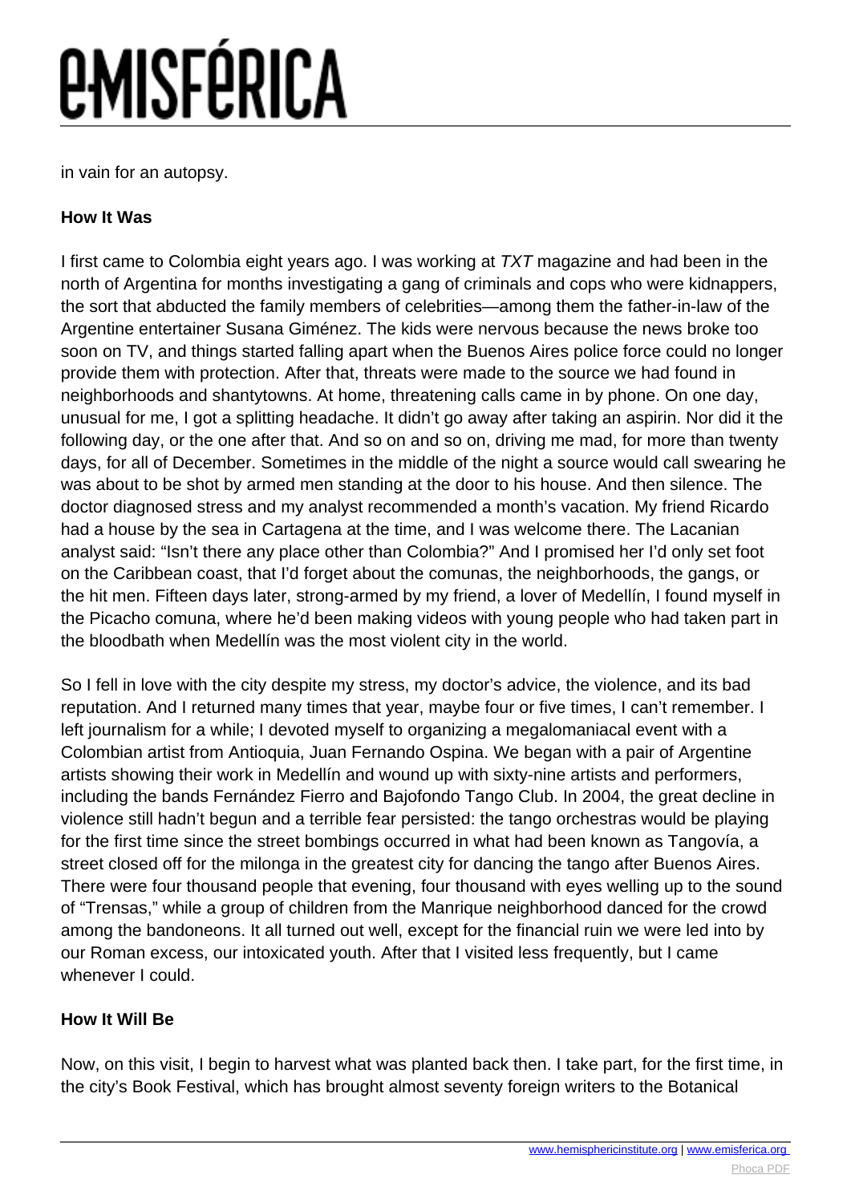in vain for an autopsy.

**How It Was**

I first came to Colombia eight years ago. I was working at *TXT* magazine and had been in the north of Argentina for months investigating a gang of criminals and cops who were kidnappers, the sort that abducted the family members of celebrities—among them the father-in-law of the Argentine entertainer Susana Giménez. The kids were nervous because the news broke too soon on TV, and things started falling apart when the Buenos Aires police force could no longer provide them with protection. After that, threats were made to the source we had found in neighborhoods and shantytowns. At home, threatening calls came in by phone. On one day, unusual for me, I got a splitting headache. It didn't go away after taking an aspirin. Nor did it the following day, or the one after that. And so on and so on, driving me mad, for more than twenty days, for all of December. Sometimes in the middle of the night a source would call swearing he was about to be shot by armed men standing at the door to his house. And then silence. The doctor diagnosed stress and my analyst recommended a month's vacation. My friend Ricardo had a house by the sea in Cartagena at the time, and I was welcome there. The Lacanian analyst said: "Isn't there any place other than Colombia?" And I promised her I'd only set foot on the Caribbean coast, that I'd forget about the comunas, the neighborhoods, the gangs, or the hit men. Fifteen days later, strong-armed by my friend, a lover of Medellín, I found myself in the Picacho comuna, where he'd been making videos with young people who had taken part in the bloodbath when Medellín was the most violent city in the world.

So I fell in love with the city despite my stress, my doctor's advice, the violence, and its bad reputation. And I returned many times that year, maybe four or five times, I can't remember. I left journalism for a while; I devoted myself to organizing a megalomaniacal event with a Colombian artist from Antioquia, Juan Fernando Ospina. We began with a pair of Argentine artists showing their work in Medellín and wound up with sixty-nine artists and performers, including the bands Fernández Fierro and Bajofondo Tango Club. In 2004, the great decline in violence still hadn't begun and a terrible fear persisted: the tango orchestras would be playing for the first time since the street bombings occurred in what had been known as Tangovía, a street closed off for the milonga in the greatest city for dancing the tango after Buenos Aires. There were four thousand people that evening, four thousand with eyes welling up to the sound of "Trensas," while a group of children from the Manrique neighborhood danced for the crowd among the bandoneons. It all turned out well, except for the financial ruin we were led into by our Roman excess, our intoxicated youth. After that I visited less frequently, but I came whenever I could.

**How It Will Be**

Now, on this visit, I begin to harvest what was planted back then. I take part, for the first time, in the city's Book Festival, which has brought almost seventy foreign writers to the Botanical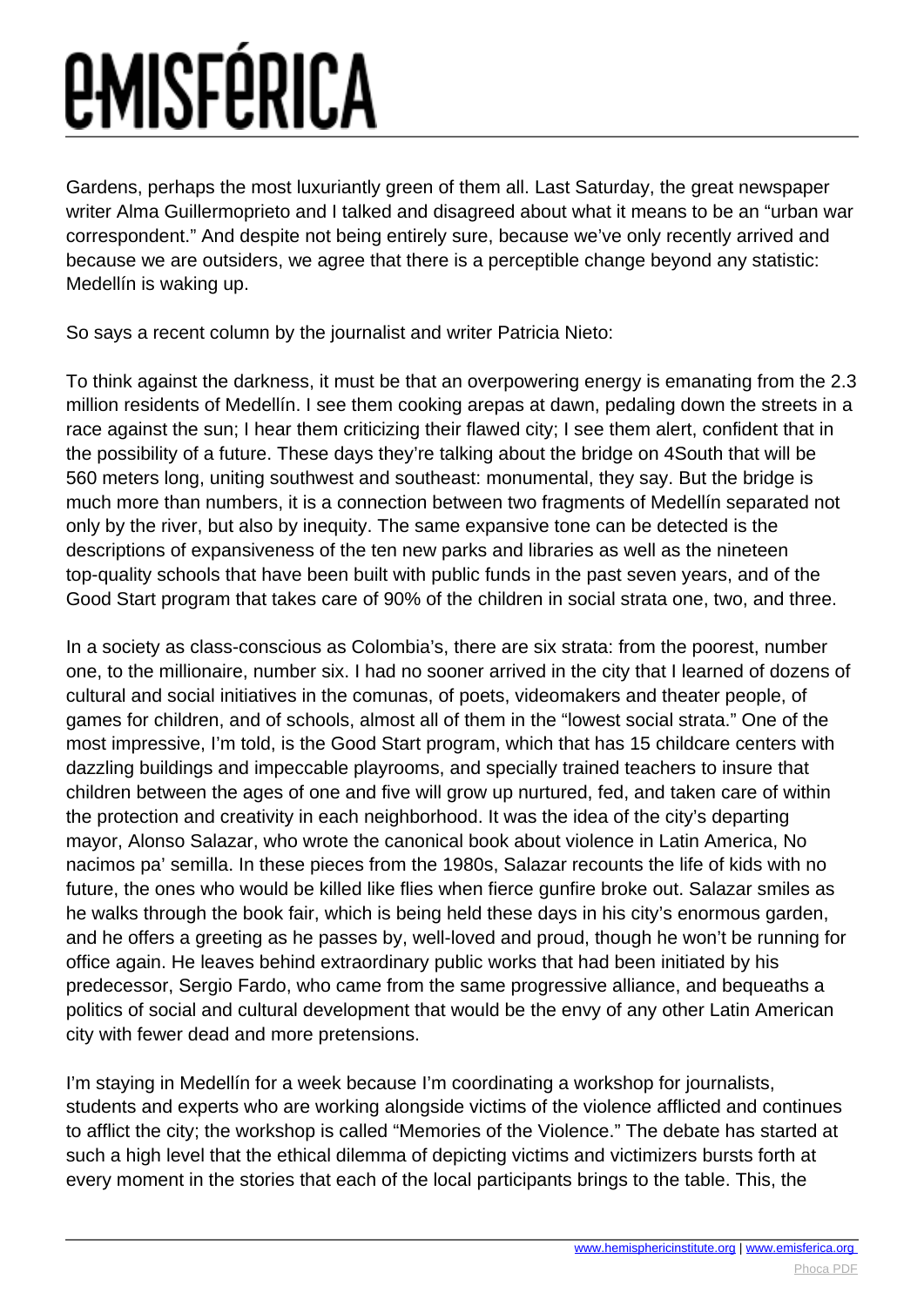Gardens, perhaps the most luxuriantly green of them all. Last Saturday, the great newspaper writer Alma Guillermoprieto and I talked and disagreed about what it means to be an "urban war correspondent." And despite not being entirely sure, because we've only recently arrived and because we are outsiders, we agree that there is a perceptible change beyond any statistic: Medellín is waking up.

So says a recent column by the journalist and writer Patricia Nieto:

To think against the darkness, it must be that an overpowering energy is emanating from the 2.3 million residents of Medellín. I see them cooking arepas at dawn, pedaling down the streets in a race against the sun; I hear them criticizing their flawed city; I see them alert, confident that in the possibility of a future. These days they're talking about the bridge on 4South that will be 560 meters long, uniting southwest and southeast: monumental, they say. But the bridge is much more than numbers, it is a connection between two fragments of Medellín separated not only by the river, but also by inequity. The same expansive tone can be detected is the descriptions of expansiveness of the ten new parks and libraries as well as the nineteen top-quality schools that have been built with public funds in the past seven years, and of the Good Start program that takes care of 90% of the children in social strata one, two, and three.

In a society as class-conscious as Colombia's, there are six strata: from the poorest, number one, to the millionaire, number six. I had no sooner arrived in the city that I learned of dozens of cultural and social initiatives in the comunas, of poets, videomakers and theater people, of games for children, and of schools, almost all of them in the "lowest social strata." One of the most impressive, I'm told, is the Good Start program, which that has 15 childcare centers with dazzling buildings and impeccable playrooms, and specially trained teachers to insure that children between the ages of one and five will grow up nurtured, fed, and taken care of within the protection and creativity in each neighborhood. It was the idea of the city's departing mayor, Alonso Salazar, who wrote the canonical book about violence in Latin America, No nacimos pa' semilla. In these pieces from the 1980s, Salazar recounts the life of kids with no future, the ones who would be killed like flies when fierce gunfire broke out. Salazar smiles as he walks through the book fair, which is being held these days in his city's enormous garden, and he offers a greeting as he passes by, well-loved and proud, though he won't be running for office again. He leaves behind extraordinary public works that had been initiated by his predecessor, Sergio Fardo, who came from the same progressive alliance, and bequeaths a politics of social and cultural development that would be the envy of any other Latin American city with fewer dead and more pretensions.

I'm staying in Medellín for a week because I'm coordinating a workshop for journalists, students and experts who are working alongside victims of the violence afflicted and continues to afflict the city; the workshop is called "Memories of the Violence." The debate has started at such a high level that the ethical dilemma of depicting victims and victimizers bursts forth at every moment in the stories that each of the local participants brings to the table. This, the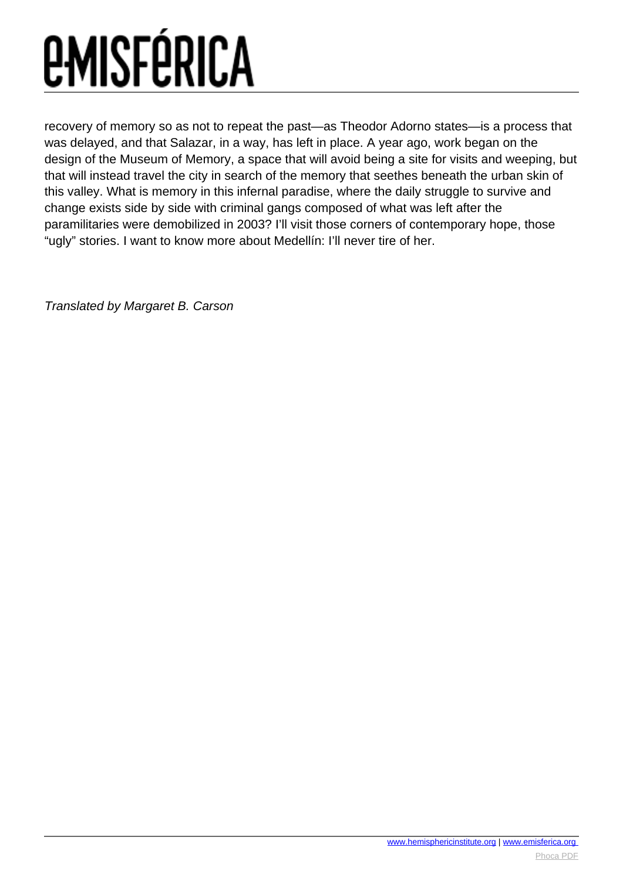recovery of memory so as not to repeat the past—as Theodor Adorno states—is a process that was delayed, and that Salazar, in a way, has left in place. A year ago, work began on the design of the Museum of Memory, a space that will avoid being a site for visits and weeping, but that will instead travel the city in search of the memory that seethes beneath the urban skin of this valley. What is memory in this infernal paradise, where the daily struggle to survive and change exists side by side with criminal gangs composed of what was left after the paramilitaries were demobilized in 2003? I'll visit those corners of contemporary hope, those "ugly" stories. I want to know more about Medellín: I'll never tire of her.

*Translated by Margaret B. Carson*